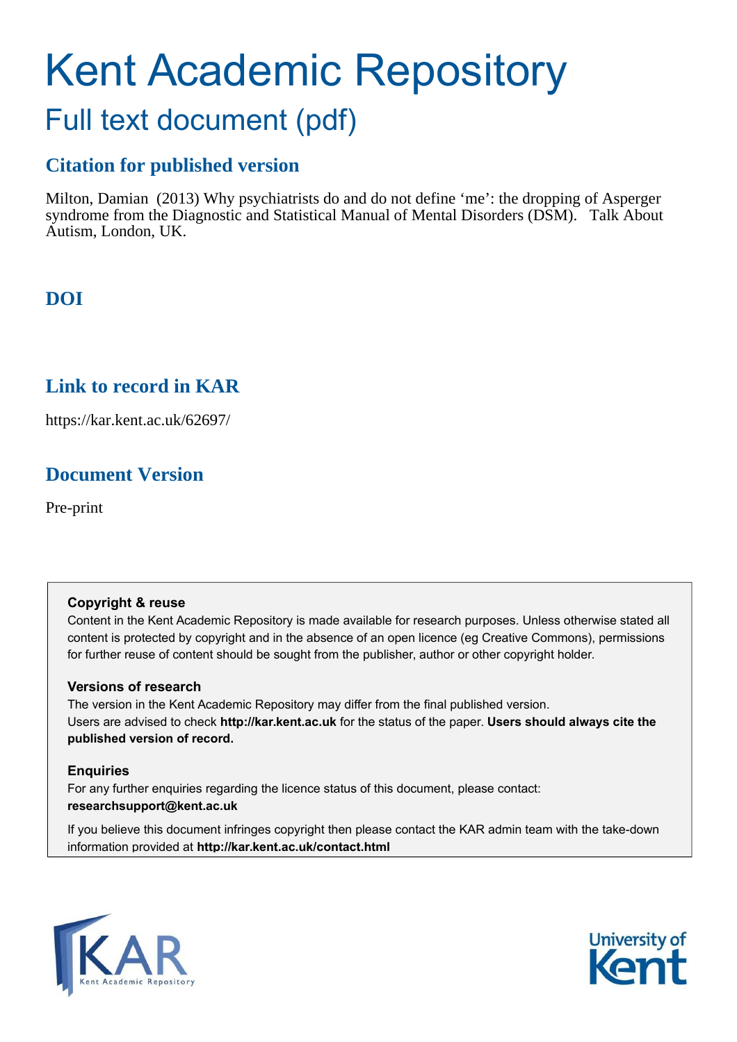# Kent Academic Repository

## Full text document (pdf)

### Citation for published version

Milton, Damian (2013) Why psychiatrists do and do not define 'me': the dropping of Asperger syndrome from the Diagnostic and Statistical Manual of Mental Disorders (DSM). Talk About Autism, London, UK.

### DOI

### Link to record in KAR

https://kar.kent.ac.uk/62697/

### Document Version

Pre-print

**Copyright & reuse**

Content in the Kent Academic Repository is made available for research purposes. Unless otherwise stated all content is protected by copyright and in the absence of an open licence (eg Creative Commons), permissions for further reuse of content should be sought from the publisher, author or other copyright holder.

**Versions of research**

The version in the Kent Academic Repository may differ from the final published version. Users are advised to check **http://kar.kent.ac.uk** for the status of the paper. **Users should always cite the published version of record.**

**Enquiries**

For any further enquiries regarding the licence status of this document, please contact: **researchsupport@kent.ac.uk**

If you believe this document infringes copyright then please contact the KAR admin team with the take-down information provided at **http://kar.kent.ac.uk/contact.html**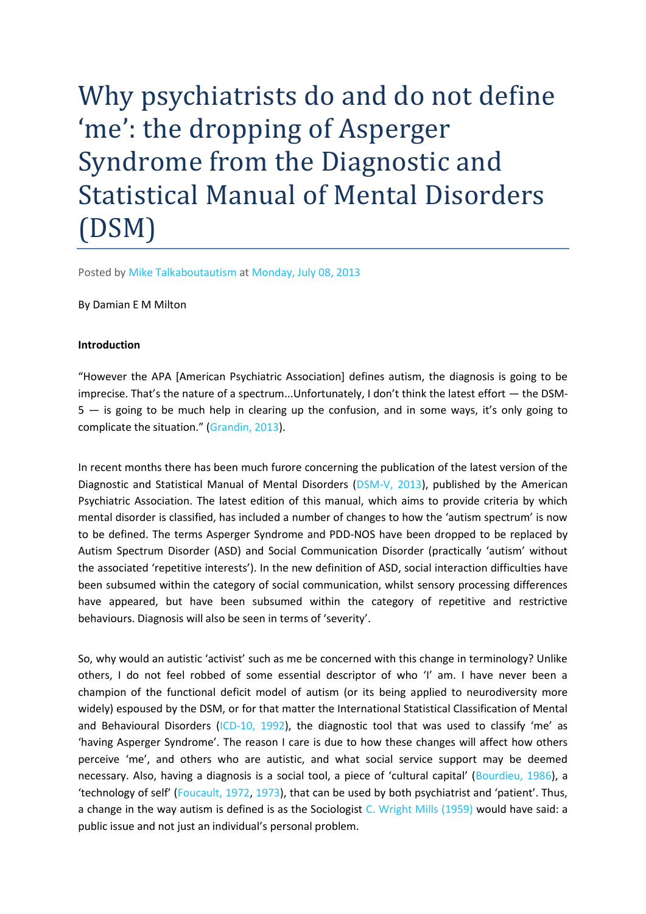# Why psychiatrists do and do not define 'me': the dropping of Asperger Syndrome from the Diagnostic and Statistical Manual of Mental Disorders (DSM)

Posted by Mike Talkaboutautism at Monday, July 08, 2013

By Damian E M Milton

**Introduction**

"However the APA [American Psychiatric Association] defines autism, the diagnosis is going to be imprecise. That's the nature of a spectrum...Unfortunately, I don't think the latest effort — the DSM-5 — is going to be much help in clearing up the confusion, and in some ways, it's only going to complicate the situation." (Grandin, 2013).

In recent months there has been much furore concerning the publication of the latest version of the Diagnostic and Statistical Manual of Mental Disorders (DSM-V, 2013), published by the American Psychiatric Association. The latest edition of this manual, which aims to provide criteria by which mental disorder is classified, has included a number of changes to how the 'autism spectrum' is now to be defined. The terms Asperger Syndrome and PDD-NOS have been dropped to be replaced by Autism Spectrum Disorder (ASD) and Social Communication Disorder (practically 'autism' without the associated 'repetitive interests'). In the new definition of ASD, social interaction difficulties have been subsumed within the category of social communication, whilst sensory processing differences have appeared, but have been subsumed within the category of repetitive and restrictive behaviours. Diagnosis will also be seen in terms of 'severity'.

So, why would an autistic 'activist' such as me be concerned with this change in terminology? Unlike others, I do not feel robbed of some essential descriptor of who 'I' am. I have never been a champion of the functional deficit model of autism (or its being applied to neurodiversity more widely) espoused by the DSM, or for that matter the International Statistical Classification of Mental and Behavioural Disorders (ICD-10, 1992), the diagnostic tool that was used to classify 'me' as 'having Asperger Syndrome'. The reason I care is due to how these changes will affect how others perceive 'me', and others who are autistic, and what social service support may be deemed necessary. Also, having a diagnosis is a social tool, a piece of 'cultural capital' (Bourdieu, 1986), a 'technology of self' (Foucault, 1972, 1973), that can be used by both psychiatrist and 'patient'. Thus, a change in the way autism is defined is as the Sociologist C. Wright Mills (1959) would have said: a public issue and not just an individual's personal problem.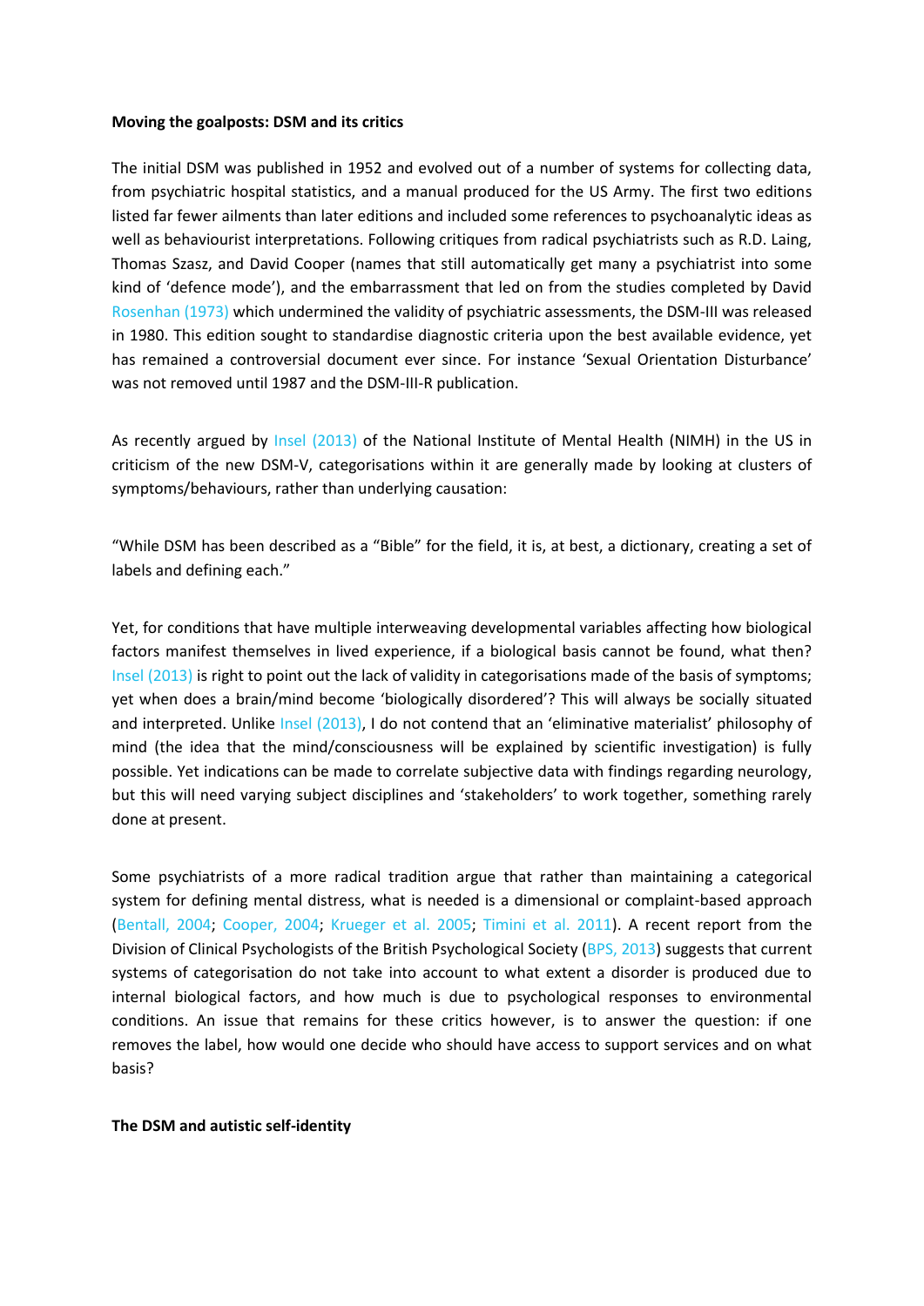**Moving the goalposts: DSM and its critics**

The initial DSM was published in 1952 and evolved out of a number of systems for collecting data, from psychiatric hospital statistics, and a manual produced for the US Army. The first two editions listed far fewer ailments than later editions and included some references to psychoanalytic ideas as well as behaviourist interpretations. Following critiques from radical psychiatrists such as R.D. Laing, Thomas Szasz, and David Cooper (names that still automatically get many a psychiatrist into some kind of 'defence mode'), and the embarrassment that led on from the studies completed by David Rosenhan (1973) which undermined the validity of psychiatric assessments, the DSM-III was released in 1980. This edition sought to standardise diagnostic criteria upon the best available evidence, yet has remained a controversial document ever since. For instance 'Sexual Orientation Disturbance' was not removed until 1987 and the DSM-III-R publication.

As recently argued by Insel (2013) of the National Institute of Mental Health (NIMH) in the US in criticism of the new DSM-V, categorisations within it are generally made by looking at clusters of symptoms/behaviours, rather than underlying causation:

"While DSM has been described as a "Bible" for the field, it is, at best, a dictionary, creating a set of labels and defining each."

Yet, for conditions that have multiple interweaving developmental variables affecting how biological factors manifest themselves in lived experience, if a biological basis cannot be found, what then? Insel (2013) is right to point out the lack of validity in categorisations made of the basis of symptoms; yet when does a brain/mind become 'biologically disordered'? This will always be socially situated and interpreted. Unlike Insel (2013), I do not contend that an 'eliminative materialist' philosophy of mind (the idea that the mind/consciousness will be explained by scientific investigation) is fully possible. Yet indications can be made to correlate subjective data with findings regarding neurology, but this will need varying subject disciplines and 'stakeholders' to work together, something rarely done at present.

Some psychiatrists of a more radical tradition argue that rather than maintaining a categorical system for defining mental distress, what is needed is a dimensional or complaint-based approach (Bentall, 2004; Cooper, 2004; Krueger et al. 2005; Timini et al. 2011). A recent report from the Division of Clinical Psychologists of the British Psychological Society (BPS, 2013) suggests that current systems of categorisation do not take into account to what extent a disorder is produced due to internal biological factors, and how much is due to psychological responses to environmental conditions. An issue that remains for these critics however, is to answer the question: if one removes the label, how would one decide who should have access to support services and on what basis?

**The DSM and autistic self-identity**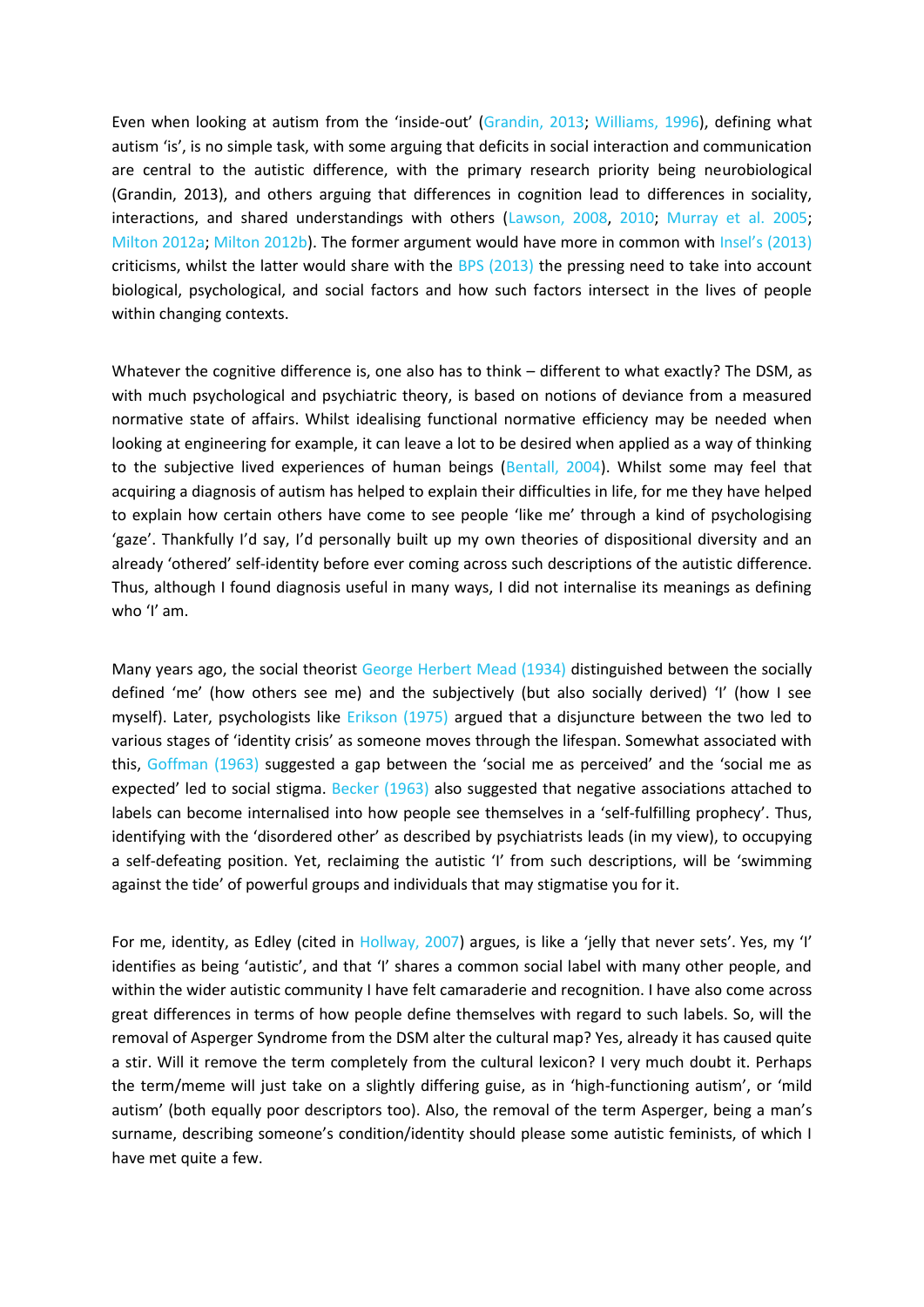Even when looking at autism from the 'inside-out' (Grandin, 2013; Williams, 1996), defining what autism 'is', is no simple task, with some arguing that deficits in social interaction and communication are central to the autistic difference, with the primary research priority being neurobiological (Grandin, 2013), and others arguing that differences in cognition lead to differences in sociality, interactions, and shared understandings with others (Lawson, 2008, 2010; Murray et al. 2005; Milton 2012a; Milton 2012b). The former argument would have more in common with Insel's (2013) criticisms, whilst the latter would share with the BPS (2013) the pressing need to take into account biological, psychological, and social factors and how such factors intersect in the lives of people within changing contexts.

Whatever the cognitive difference is, one also has to think – different to what exactly? The DSM, as with much psychological and psychiatric theory, is based on notions of deviance from a measured normative state of affairs. Whilst idealising functional normative efficiency may be needed when looking at engineering for example, it can leave a lot to be desired when applied as a way of thinking to the subjective lived experiences of human beings (Bentall, 2004). Whilst some may feel that acquiring a diagnosis of autism has helped to explain their difficulties in life, for me they have helped to explain how certain others have come to see people 'like me' through a kind of psychologising 'gaze'. Thankfully I'd say, I'd personally built up my own theories of dispositional diversity and an already 'othered' self-identity before ever coming across such descriptions of the autistic difference. Thus, although I found diagnosis useful in many ways, I did not internalise its meanings as defining who 'I' am.

Many years ago, the social theorist George Herbert Mead (1934) distinguished between the socially defined 'me' (how others see me) and the subjectively (but also socially derived) 'I' (how I see myself). Later, psychologists like Erikson (1975) argued that a disjuncture between the two led to various stages of 'identity crisis' as someone moves through the lifespan. Somewhat associated with this, Goffman (1963) suggested a gap between the 'social me as perceived' and the 'social me as expected' led to social stigma. Becker (1963) also suggested that negative associations attached to labels can become internalised into how people see themselves in a 'self-fulfilling prophecy'. Thus, identifying with the 'disordered other' as described by psychiatrists leads (in my view), to occupying a self-defeating position. Yet, reclaiming the autistic 'I' from such descriptions, will be 'swimming against the tide' of powerful groups and individuals that may stigmatise you for it.

For me, identity, as Edley (cited in Hollway, 2007) argues, is like a 'jelly that never sets'. Yes, my 'I' identifies as being 'autistic', and that 'I' shares a common social label with many other people, and within the wider autistic community I have felt camaraderie and recognition. I have also come across great differences in terms of how people define themselves with regard to such labels. So, will the removal of Asperger Syndrome from the DSM alter the cultural map? Yes, already it has caused quite a stir. Will it remove the term completely from the cultural lexicon? I very much doubt it. Perhaps the term/meme will just take on a slightly differing guise, as in 'high-functioning autism', or 'mild autism' (both equally poor descriptors too). Also, the removal of the term Asperger, being a man's surname, describing someone's condition/identity should please some autistic feminists, of which I have met quite a few.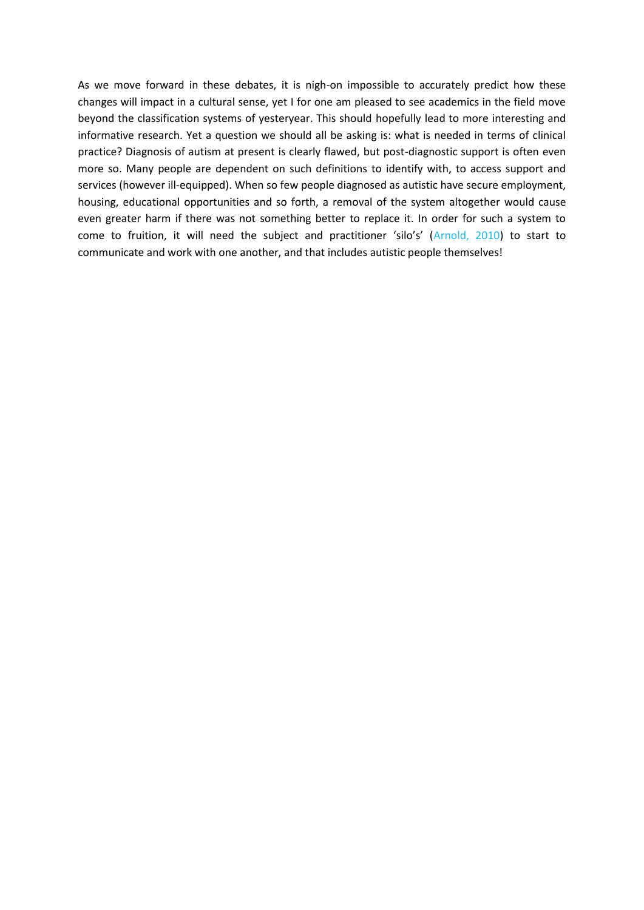As we move forward in these debates, it is nigh-on impossible to accurately predict how these changes will impact in a cultural sense, yet I for one am pleased to see academics in the field move beyond the classification systems of yesteryear. This should hopefully lead to more interesting and informative research. Yet a question we should all be asking is: what is needed in terms of clinical practice? Diagnosis of autism at present is clearly flawed, but post-diagnostic support is often even more so. Many people are dependent on such definitions to identify with, to access support and services (however ill-equipped). When so few people diagnosed as autistic have secure employment, housing, educational opportunities and so forth, a removal of the system altogether would cause even greater harm if there was not something better to replace it. In order for such a system to come to fruition, it will need the subject and practitioner 'silo's' (Arnold, 2010) to start to communicate and work with one another, and that includes autistic people themselves!